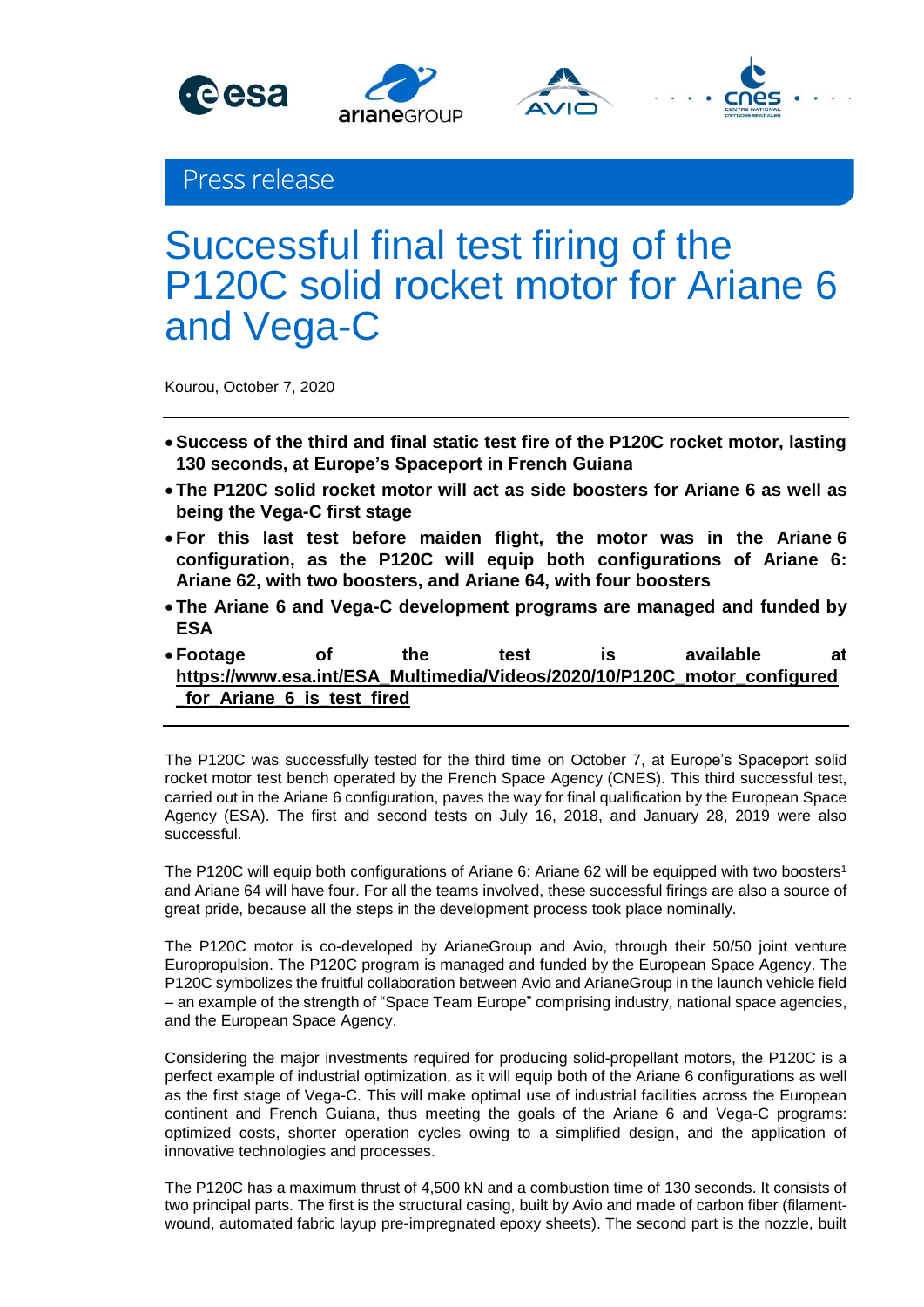Press release

# Successful final test firing of the P120C solid rocket motor for Ariane 6 and Vega-C

Kourou, October 7, 2020

- **Success of the third and final static test fire of the P120C rocket motor, lasting 130 seconds, at Europe's Spaceport in French Guiana**
- **The P120C solid rocket motor will act as side boosters for Ariane 6 as well as being the Vega-C first stage**
- **For this last test before maiden flight, the motor was in the Ariane 6 configuration, as the P120C will equip both configurations of Ariane 6: Ariane 62, with two boosters, and Ariane 64, with four boosters**
- **The Ariane 6 and Vega-C development programs are managed and funded by ESA**
- **Footage of the test is available at https://www.esa.int/ESA_Multimedia/Videos/2020/10/P120C_motor_configured_for_Ariane_6_is_test_fired**

The P120C was successfully tested for the third time on October 7, at Europe's Spaceport solid rocket motor test bench operated by the French Space Agency (CNES). This third successful test, carried out in the Ariane 6 configuration, paves the way for final qualification by the European Space Agency (ESA). The first and second tests on July 16, 2018, and January 28, 2019 were also successful.

The P120C will equip both configurations of Ariane 6: Ariane 62 will be equipped with two boosters[1] and Ariane 64 will have four. For all the teams involved, these successful firings are also a source of great pride, because all the steps in the development process took place nominally.

The P120C motor is co-developed by ArianeGroup and Avio, through their 50/50 joint venture Europropulsion. The P120C program is managed and funded by the European Space Agency. The P120C symbolizes the fruitful collaboration between Avio and ArianeGroup in the launch vehicle field – an example of the strength of "Space Team Europe" comprising industry, national space agencies, and the European Space Agency.

Considering the major investments required for producing solid-propellant motors, the P120C is a perfect example of industrial optimization, as it will equip both of the Ariane 6 configurations as well as the first stage of Vega-C. This will make optimal use of industrial facilities across the European continent and French Guiana, thus meeting the goals of the Ariane 6 and Vega-C programs: optimized costs, shorter operation cycles owing to a simplified design, and the application of innovative technologies and processes.

The P120C has a maximum thrust of 4,500 kN and a combustion time of 130 seconds. It consists of two principal parts. The first is the structural casing, built by Avio and made of carbon fiber (filament-wound, automated fabric layup pre-impregnated epoxy sheets). The second part is the nozzle, built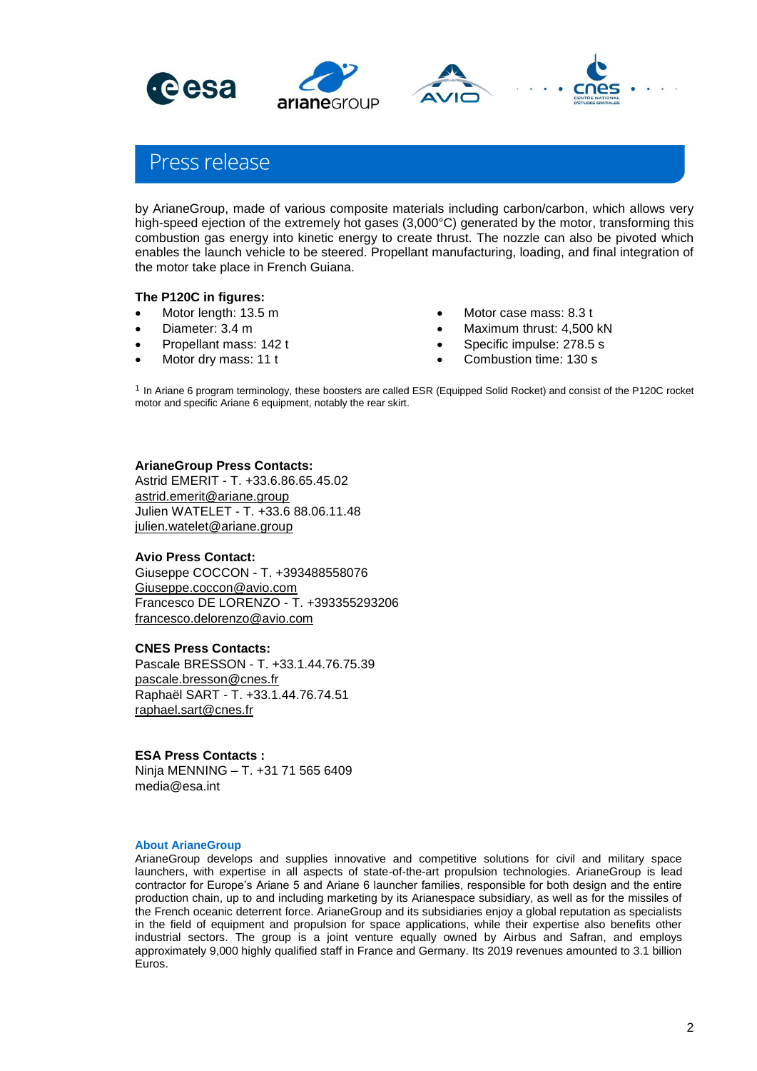## Press release

by ArianeGroup, made of various composite materials including carbon/carbon, which allows very high-speed ejection of the extremely hot gases (3,000°C) generated by the motor, transforming this combustion gas energy into kinetic energy to create thrust. The nozzle can also be pivoted which enables the launch vehicle to be steered. Propellant manufacturing, loading, and final integration of the motor take place in French Guiana.

**The P120C in figures:**

- Motor length: 13.5 m
- Diameter: 3.4 m
- Propellant mass: 142 t
- Motor dry mass: 11 t
- Motor case mass: 8.3 t
- Maximum thrust: 4,500 kN
- Specific impulse: 278.5 s
- Combustion time: 130 s

[1] In Ariane 6 program terminology, these boosters are called ESR (Equipped Solid Rocket) and consist of the P120C rocket motor and specific Ariane 6 equipment, notably the rear skirt.

**ArianeGroup Press Contacts:**
Astrid EMERIT - T. +33.6.86.65.45.02
astrid.emerit@ariane.group
Julien WATELET - T. +33.6 88.06.11.48
julien.watelet@ariane.group

**Avio Press Contact:**
Giuseppe COCCON - T. +393488558076
Giuseppe.coccon@avio.com
Francesco DE LORENZO - T. +393355293206
francesco.delorenzo@avio.com

**CNES Press Contacts:**
Pascale BRESSON - T. +33.1.44.76.75.39
pascale.bresson@cnes.fr
Raphaël SART - T. +33.1.44.76.74.51
raphael.sart@cnes.fr

**ESA Press Contacts :**
Ninja MENNING – T. +31 71 565 6409
media@esa.int

**About ArianeGroup**

ArianeGroup develops and supplies innovative and competitive solutions for civil and military space launchers, with expertise in all aspects of state-of-the-art propulsion technologies. ArianeGroup is lead contractor for Europe's Ariane 5 and Ariane 6 launcher families, responsible for both design and the entire production chain, up to and including marketing by its Arianespace subsidiary, as well as for the missiles of the French oceanic deterrent force. ArianeGroup and its subsidiaries enjoy a global reputation as specialists in the field of equipment and propulsion for space applications, while their expertise also benefits other industrial sectors. The group is a joint venture equally owned by Airbus and Safran, and employs approximately 9,000 highly qualified staff in France and Germany. Its 2019 revenues amounted to 3.1 billion Euros.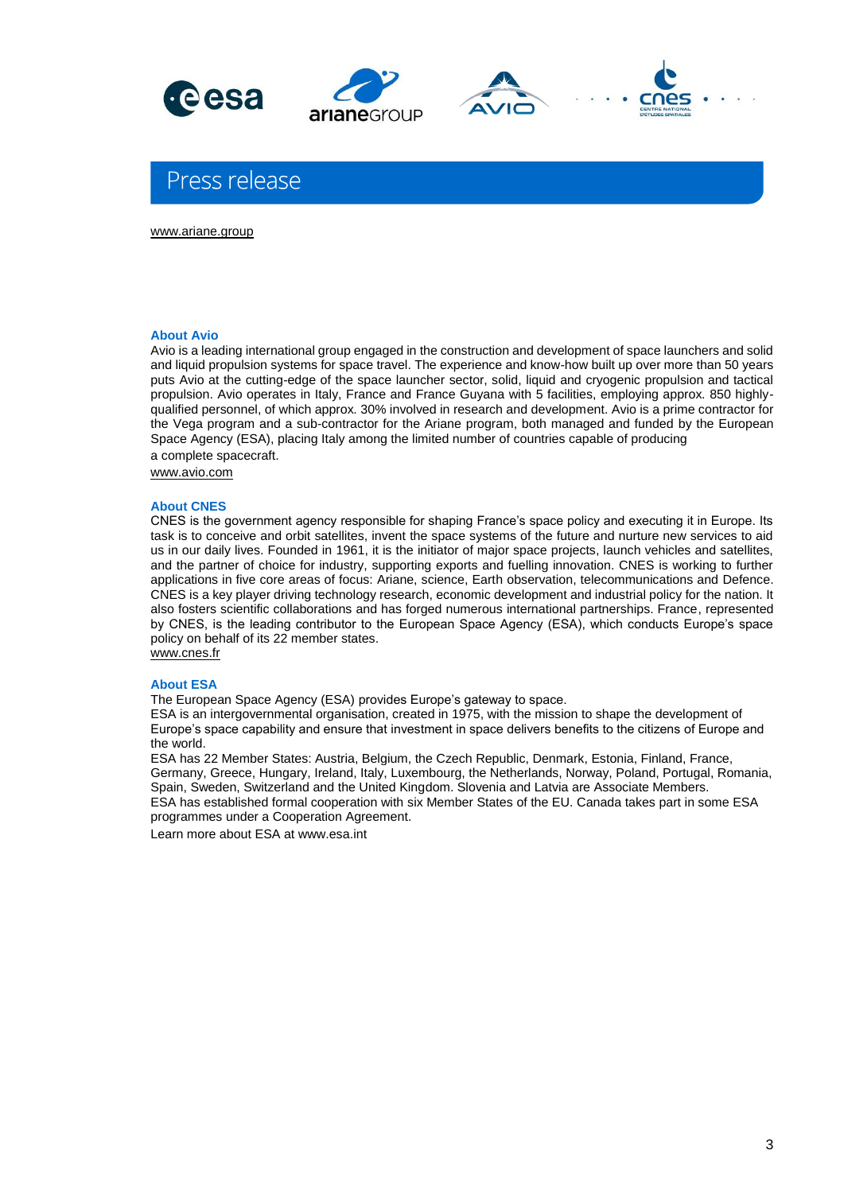Press release

www.ariane.group

## About Avio

Avio is a leading international group engaged in the construction and development of space launchers and solid and liquid propulsion systems for space travel. The experience and know-how built up over more than 50 years puts Avio at the cutting-edge of the space launcher sector, solid, liquid and cryogenic propulsion and tactical propulsion. Avio operates in Italy, France and France Guyana with 5 facilities, employing approx. 850 highly-qualified personnel, of which approx. 30% involved in research and development. Avio is a prime contractor for the Vega program and a sub-contractor for the Ariane program, both managed and funded by the European Space Agency (ESA), placing Italy among the limited number of countries capable of producing a complete spacecraft.

www.avio.com

## About CNES

CNES is the government agency responsible for shaping France's space policy and executing it in Europe. Its task is to conceive and orbit satellites, invent the space systems of the future and nurture new services to aid us in our daily lives. Founded in 1961, it is the initiator of major space projects, launch vehicles and satellites, and the partner of choice for industry, supporting exports and fuelling innovation. CNES is working to further applications in five core areas of focus: Ariane, science, Earth observation, telecommunications and Defence. CNES is a key player driving technology research, economic development and industrial policy for the nation. It also fosters scientific collaborations and has forged numerous international partnerships. France, represented by CNES, is the leading contributor to the European Space Agency (ESA), which conducts Europe's space policy on behalf of its 22 member states.

www.cnes.fr

## About ESA

The European Space Agency (ESA) provides Europe's gateway to space.

ESA is an intergovernmental organisation, created in 1975, with the mission to shape the development of Europe's space capability and ensure that investment in space delivers benefits to the citizens of Europe and the world.

ESA has 22 Member States: Austria, Belgium, the Czech Republic, Denmark, Estonia, Finland, France, Germany, Greece, Hungary, Ireland, Italy, Luxembourg, the Netherlands, Norway, Poland, Portugal, Romania, Spain, Sweden, Switzerland and the United Kingdom. Slovenia and Latvia are Associate Members.

ESA has established formal cooperation with six Member States of the EU. Canada takes part in some ESA programmes under a Cooperation Agreement.

Learn more about ESA at www.esa.int